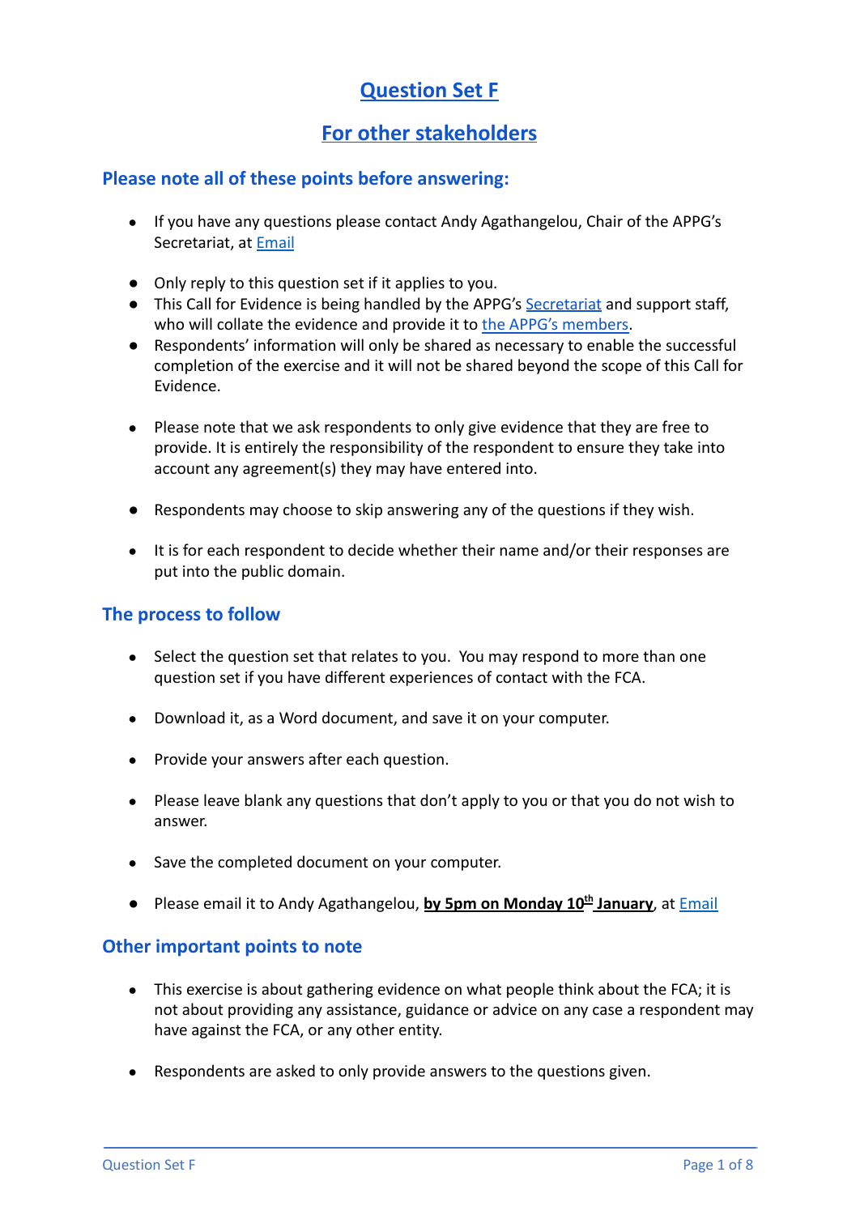# Question Set F

## For other stakeholders

### Please note all of these points before answering:

- If you have any questions please contact Andy Agathangelou, Chair of the APPG's Secretariat, at Email
- Only reply to this question set if it applies to you.
- This Call for Evidence is being handled by the APPG's Secretariat and support staff, who will collate the evidence and provide it to the APPG's members.
- Respondents' information will only be shared as necessary to enable the successful completion of the exercise and it will not be shared beyond the scope of this Call for Evidence.
- Please note that we ask respondents to only give evidence that they are free to provide. It is entirely the responsibility of the respondent to ensure they take into account any agreement(s) they may have entered into.
- Respondents may choose to skip answering any of the questions if they wish.
- It is for each respondent to decide whether their name and/or their responses are put into the public domain.

### The process to follow

- Select the question set that relates to you. You may respond to more than one question set if you have different experiences of contact with the FCA.
- Download it, as a Word document, and save it on your computer.
- Provide your answers after each question.
- Please leave blank any questions that don't apply to you or that you do not wish to answer.
- Save the completed document on your computer.
- Please email it to Andy Agathangelou, **by 5pm on Monday 10th January**, at Email

### Other important points to note

- This exercise is about gathering evidence on what people think about the FCA; it is not about providing any assistance, guidance or advice on any case a respondent may have against the FCA, or any other entity.
- Respondents are asked to only provide answers to the questions given.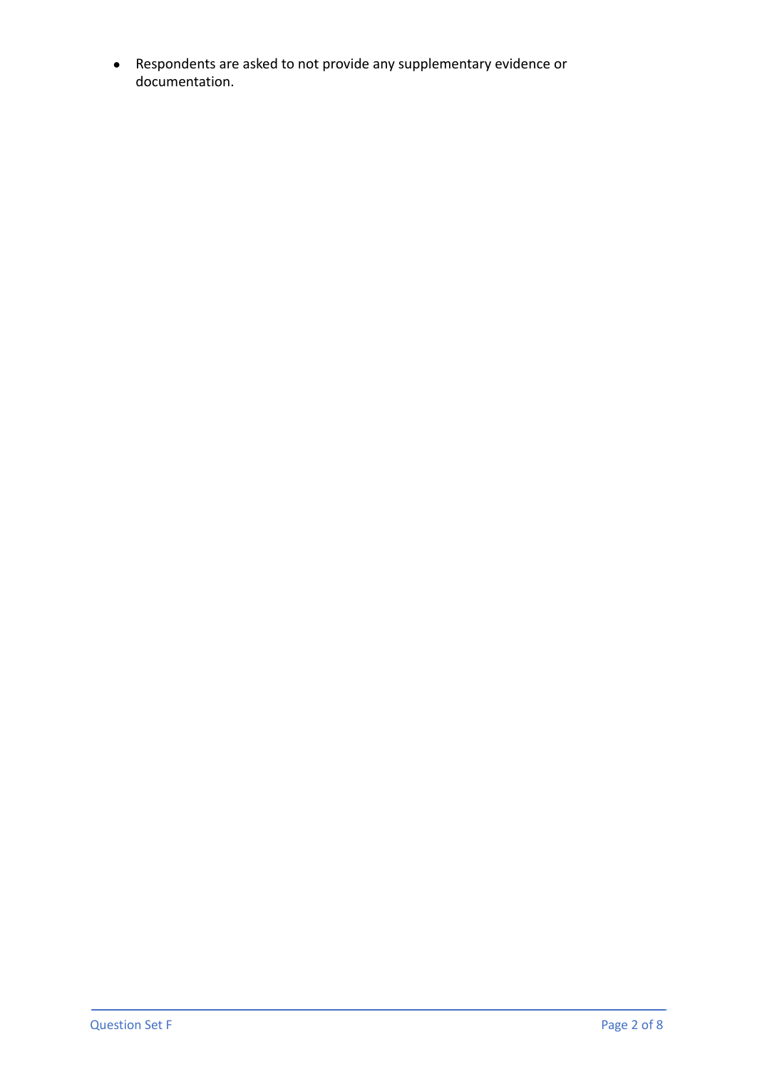- Respondents are asked to not provide any supplementary evidence or documentation.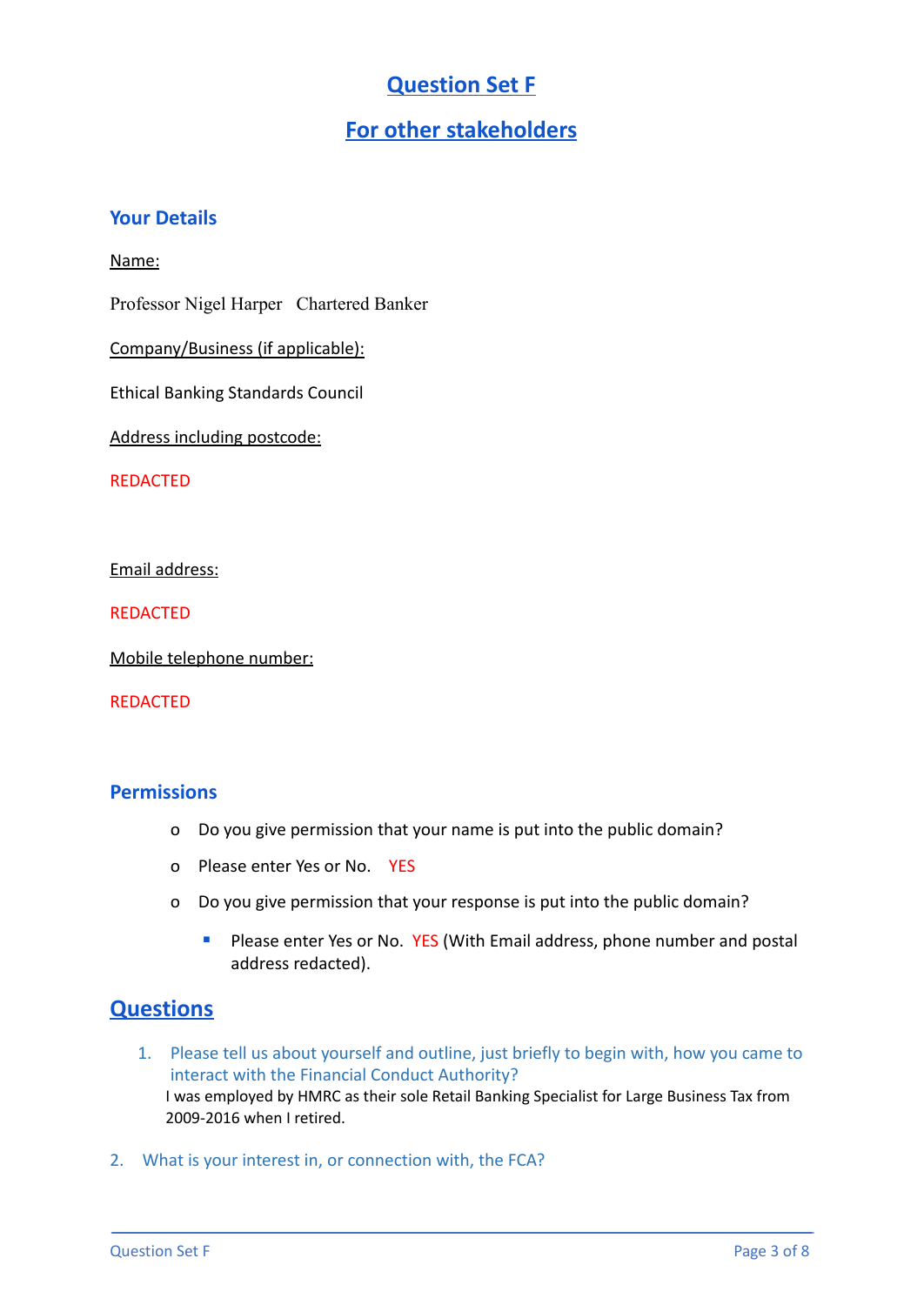# Question Set F

## For other stakeholders

### Your Details

Name:

Professor Nigel Harper   Chartered Banker

Company/Business (if applicable):

Ethical Banking Standards Council

Address including postcode:

REDACTED

Email address:

REDACTED

Mobile telephone number:

REDACTED

### Permissions

- Do you give permission that your name is put into the public domain?
- Please enter Yes or No.   YES
- Do you give permission that your response is put into the public domain?
  - Please enter Yes or No.  YES (With Email address, phone number and postal address redacted).

## Questions

1. Please tell us about yourself and outline, just briefly to begin with, how you came to interact with the Financial Conduct Authority?

   I was employed by HMRC as their sole Retail Banking Specialist for Large Business Tax from 2009-2016 when I retired.

2. What is your interest in, or connection with, the FCA?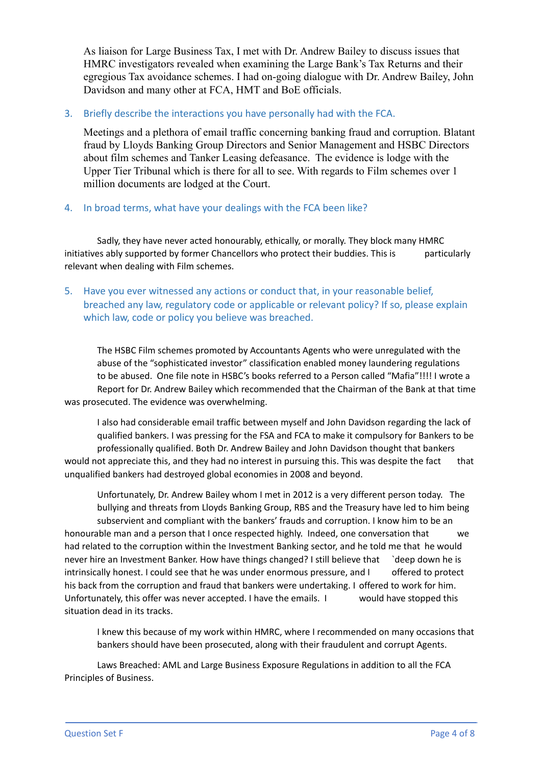As liaison for Large Business Tax, I met with Dr. Andrew Bailey to discuss issues that HMRC investigators revealed when examining the Large Bank's Tax Returns and their egregious Tax avoidance schemes. I had on-going dialogue with Dr. Andrew Bailey, John Davidson and many other at FCA, HMT and BoE officials.

3. Briefly describe the interactions you have personally had with the FCA.

   Meetings and a plethora of email traffic concerning banking fraud and corruption. Blatant fraud by Lloyds Banking Group Directors and Senior Management and HSBC Directors about film schemes and Tanker Leasing defeasance. The evidence is lodge with the Upper Tier Tribunal which is there for all to see. With regards to Film schemes over 1 million documents are lodged at the Court.

4. In broad terms, what have your dealings with the FCA been like?

   Sadly, they have never acted honourably, ethically, or morally. They block many HMRC initiatives ably supported by former Chancellors who protect their buddies. This is particularly relevant when dealing with Film schemes.

5. Have you ever witnessed any actions or conduct that, in your reasonable belief, breached any law, regulatory code or applicable or relevant policy? If so, please explain which law, code or policy you believe was breached.

   The HSBC Film schemes promoted by Accountants Agents who were unregulated with the abuse of the "sophisticated investor" classification enabled money laundering regulations to be abused. One file note in HSBC's books referred to a Person called "Mafia"!!!! I wrote a Report for Dr. Andrew Bailey which recommended that the Chairman of the Bank at that time was prosecuted. The evidence was overwhelming.

   I also had considerable email traffic between myself and John Davidson regarding the lack of qualified bankers. I was pressing for the FSA and FCA to make it compulsory for Bankers to be professionally qualified. Both Dr. Andrew Bailey and John Davidson thought that bankers would not appreciate this, and they had no interest in pursuing this. This was despite the fact that unqualified bankers had destroyed global economies in 2008 and beyond.

   Unfortunately, Dr. Andrew Bailey whom I met in 2012 is a very different person today. The bullying and threats from Lloyds Banking Group, RBS and the Treasury have led to him being subservient and compliant with the bankers' frauds and corruption. I know him to be an honourable man and a person that I once respected highly. Indeed, one conversation that we had related to the corruption within the Investment Banking sector, and he told me that he would never hire an Investment Banker. How have things changed? I still believe that `deep down he is intrinsically honest. I could see that he was under enormous pressure, and I offered to protect his back from the corruption and fraud that bankers were undertaking. I offered to work for him. Unfortunately, this offer was never accepted. I have the emails. I would have stopped this situation dead in its tracks.

   I knew this because of my work within HMRC, where I recommended on many occasions that bankers should have been prosecuted, along with their fraudulent and corrupt Agents.

   Laws Breached: AML and Large Business Exposure Regulations in addition to all the FCA Principles of Business.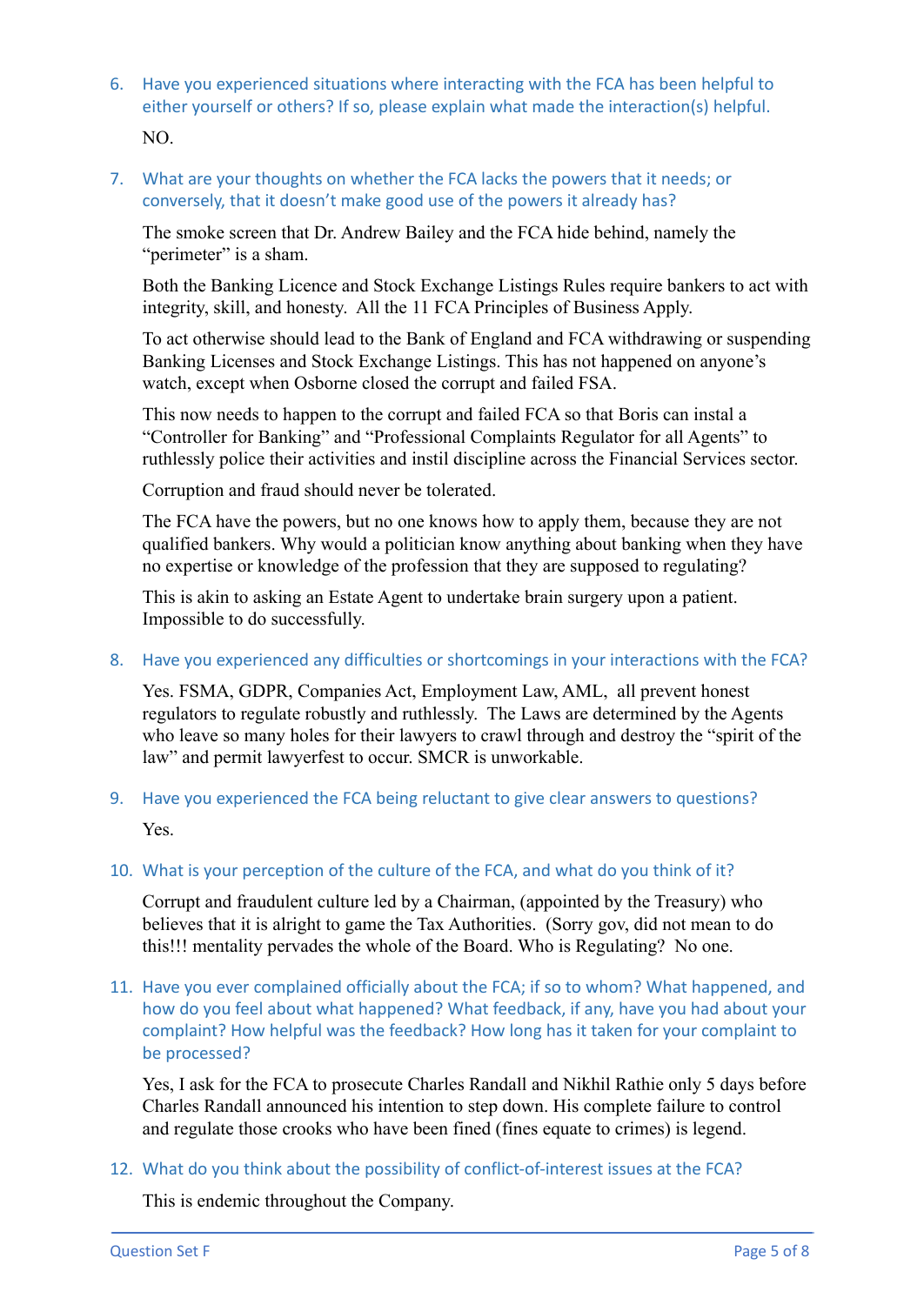6. Have you experienced situations where interacting with the FCA has been helpful to either yourself or others? If so, please explain what made the interaction(s) helpful.

   NO.

7. What are your thoughts on whether the FCA lacks the powers that it needs; or conversely, that it doesn't make good use of the powers it already has?

   The smoke screen that Dr. Andrew Bailey and the FCA hide behind, namely the "perimeter" is a sham.

   Both the Banking Licence and Stock Exchange Listings Rules require bankers to act with integrity, skill, and honesty. All the 11 FCA Principles of Business Apply.

   To act otherwise should lead to the Bank of England and FCA withdrawing or suspending Banking Licenses and Stock Exchange Listings. This has not happened on anyone's watch, except when Osborne closed the corrupt and failed FSA.

   This now needs to happen to the corrupt and failed FCA so that Boris can instal a "Controller for Banking" and "Professional Complaints Regulator for all Agents" to ruthlessly police their activities and instil discipline across the Financial Services sector.

   Corruption and fraud should never be tolerated.

   The FCA have the powers, but no one knows how to apply them, because they are not qualified bankers. Why would a politician know anything about banking when they have no expertise or knowledge of the profession that they are supposed to regulating?

   This is akin to asking an Estate Agent to undertake brain surgery upon a patient. Impossible to do successfully.

8. Have you experienced any difficulties or shortcomings in your interactions with the FCA?

   Yes. FSMA, GDPR, Companies Act, Employment Law, AML, all prevent honest regulators to regulate robustly and ruthlessly. The Laws are determined by the Agents who leave so many holes for their lawyers to crawl through and destroy the "spirit of the law" and permit lawyerfest to occur. SMCR is unworkable.

9. Have you experienced the FCA being reluctant to give clear answers to questions?

   Yes.

10. What is your perception of the culture of the FCA, and what do you think of it?

    Corrupt and fraudulent culture led by a Chairman, (appointed by the Treasury) who believes that it is alright to game the Tax Authorities. (Sorry gov, did not mean to do this!!! mentality pervades the whole of the Board. Who is Regulating? No one.

11. Have you ever complained officially about the FCA; if so to whom? What happened, and how do you feel about what happened? What feedback, if any, have you had about your complaint? How helpful was the feedback? How long has it taken for your complaint to be processed?

    Yes, I ask for the FCA to prosecute Charles Randall and Nikhil Rathie only 5 days before Charles Randall announced his intention to step down. His complete failure to control and regulate those crooks who have been fined (fines equate to crimes) is legend.

12. What do you think about the possibility of conflict-of-interest issues at the FCA?

    This is endemic throughout the Company.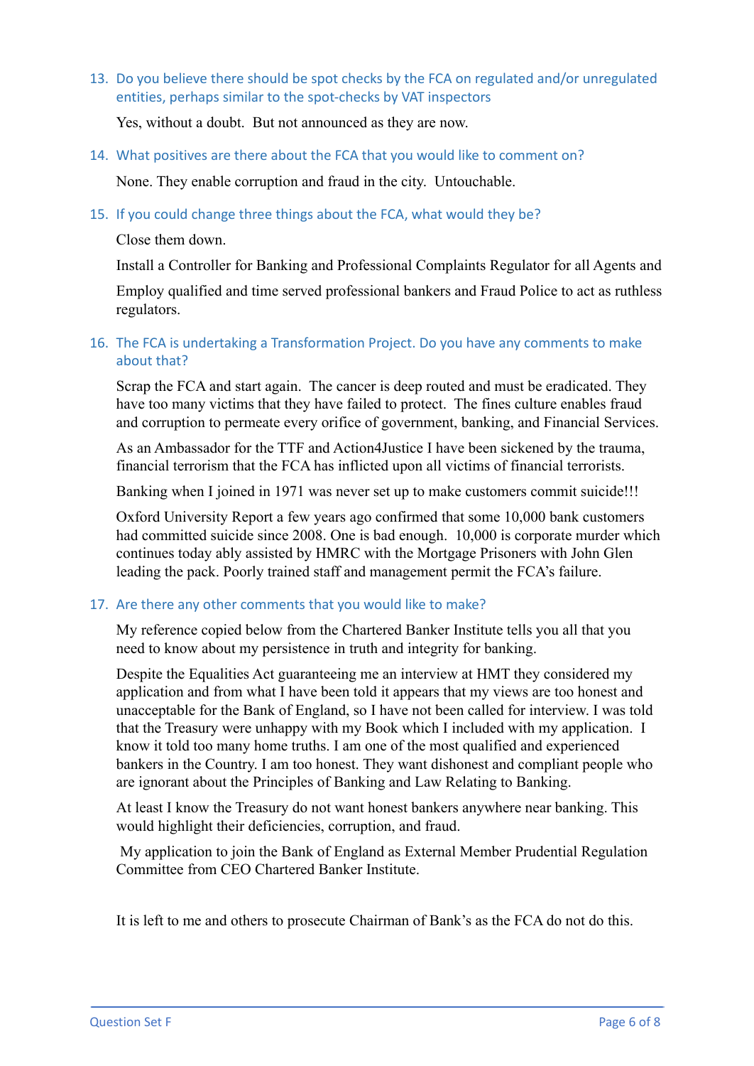13. Do you believe there should be spot checks by the FCA on regulated and/or unregulated entities, perhaps similar to the spot-checks by VAT inspectors

    Yes, without a doubt. But not announced as they are now.

14. What positives are there about the FCA that you would like to comment on?

    None. They enable corruption and fraud in the city. Untouchable.

15. If you could change three things about the FCA, what would they be?

    Close them down.

    Install a Controller for Banking and Professional Complaints Regulator for all Agents and

    Employ qualified and time served professional bankers and Fraud Police to act as ruthless regulators.

16. The FCA is undertaking a Transformation Project. Do you have any comments to make about that?

    Scrap the FCA and start again. The cancer is deep routed and must be eradicated. They have too many victims that they have failed to protect. The fines culture enables fraud and corruption to permeate every orifice of government, banking, and Financial Services.

    As an Ambassador for the TTF and Action4Justice I have been sickened by the trauma, financial terrorism that the FCA has inflicted upon all victims of financial terrorists.

    Banking when I joined in 1971 was never set up to make customers commit suicide!!!

    Oxford University Report a few years ago confirmed that some 10,000 bank customers had committed suicide since 2008. One is bad enough. 10,000 is corporate murder which continues today ably assisted by HMRC with the Mortgage Prisoners with John Glen leading the pack. Poorly trained staff and management permit the FCA's failure.

17. Are there any other comments that you would like to make?

    My reference copied below from the Chartered Banker Institute tells you all that you need to know about my persistence in truth and integrity for banking.

    Despite the Equalities Act guaranteeing me an interview at HMT they considered my application and from what I have been told it appears that my views are too honest and unacceptable for the Bank of England, so I have not been called for interview. I was told that the Treasury were unhappy with my Book which I included with my application. I know it told too many home truths. I am one of the most qualified and experienced bankers in the Country. I am too honest. They want dishonest and compliant people who are ignorant about the Principles of Banking and Law Relating to Banking.

    At least I know the Treasury do not want honest bankers anywhere near banking. This would highlight their deficiencies, corruption, and fraud.

    My application to join the Bank of England as External Member Prudential Regulation Committee from CEO Chartered Banker Institute.

    It is left to me and others to prosecute Chairman of Bank's as the FCA do not do this.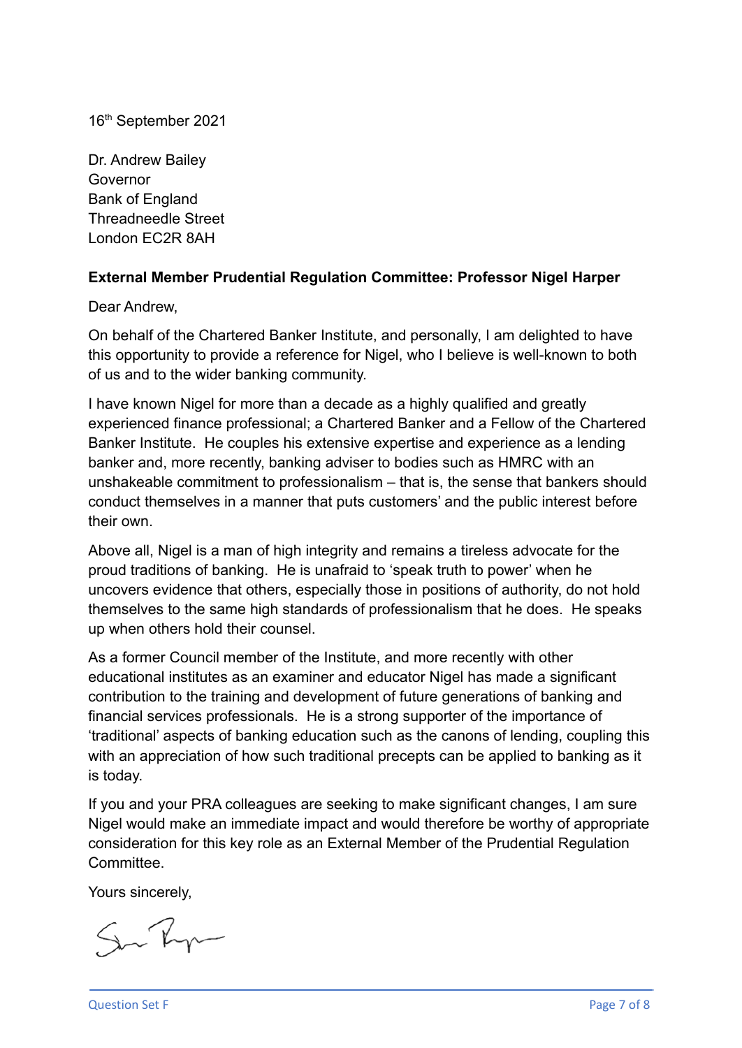16th September 2021

Dr. Andrew Bailey
Governor
Bank of England
Threadneedle Street
London EC2R 8AH

**External Member Prudential Regulation Committee: Professor Nigel Harper**

Dear Andrew,

On behalf of the Chartered Banker Institute, and personally, I am delighted to have this opportunity to provide a reference for Nigel, who I believe is well-known to both of us and to the wider banking community.

I have known Nigel for more than a decade as a highly qualified and greatly experienced finance professional; a Chartered Banker and a Fellow of the Chartered Banker Institute. He couples his extensive expertise and experience as a lending banker and, more recently, banking adviser to bodies such as HMRC with an unshakeable commitment to professionalism – that is, the sense that bankers should conduct themselves in a manner that puts customers' and the public interest before their own.

Above all, Nigel is a man of high integrity and remains a tireless advocate for the proud traditions of banking. He is unafraid to 'speak truth to power' when he uncovers evidence that others, especially those in positions of authority, do not hold themselves to the same high standards of professionalism that he does. He speaks up when others hold their counsel.

As a former Council member of the Institute, and more recently with other educational institutes as an examiner and educator Nigel has made a significant contribution to the training and development of future generations of banking and financial services professionals. He is a strong supporter of the importance of 'traditional' aspects of banking education such as the canons of lending, coupling this with an appreciation of how such traditional precepts can be applied to banking as it is today.

If you and your PRA colleagues are seeking to make significant changes, I am sure Nigel would make an immediate impact and would therefore be worthy of appropriate consideration for this key role as an External Member of the Prudential Regulation Committee.

Yours sincerely,

Question Set F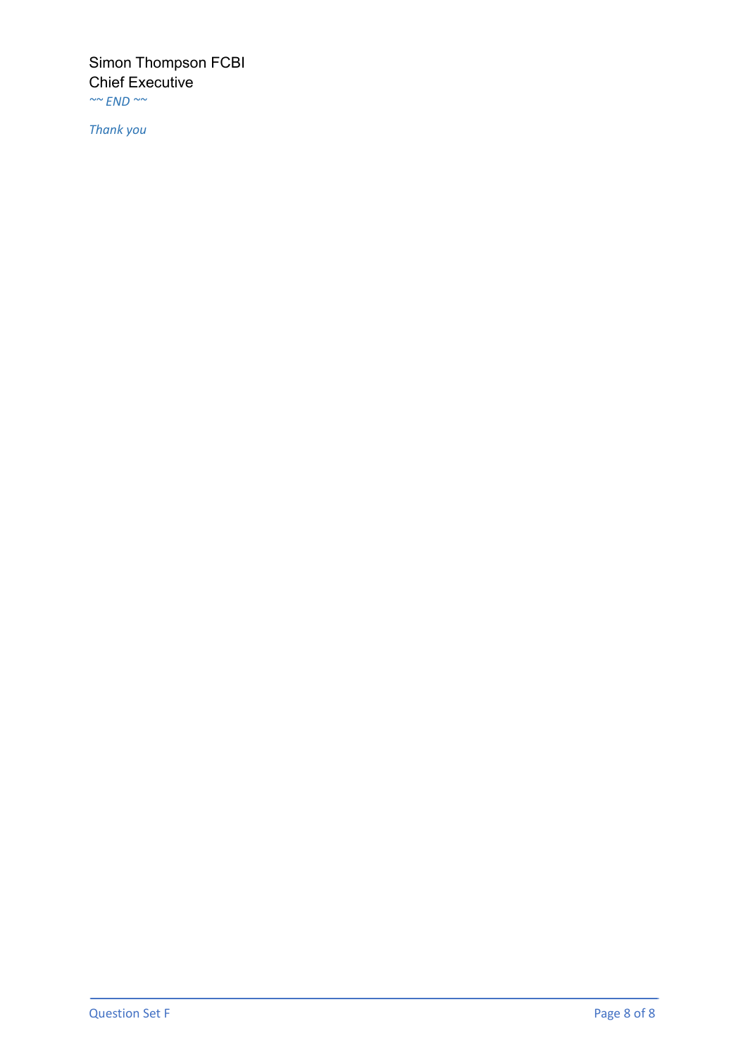Simon Thompson FCBI
Chief Executive

*~~ END ~~*

*Thank you*